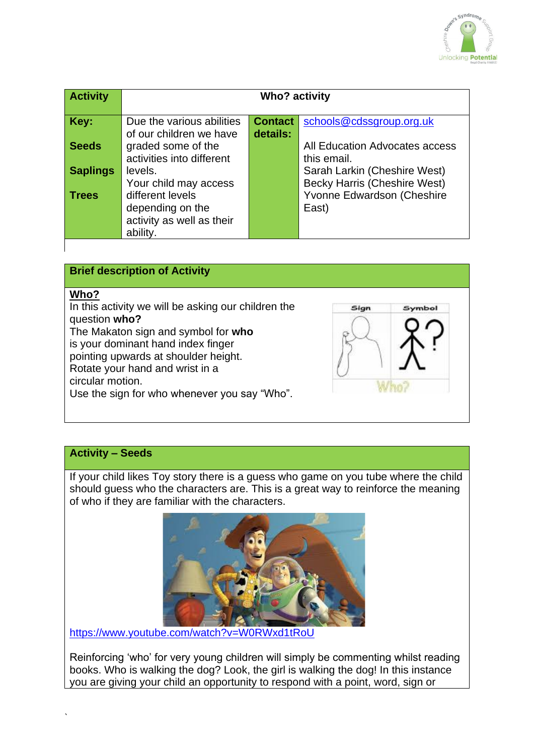| Activity | Who? activity | | |
|---|---|---|---|
| **Key:**<br><br>**Seeds**<br><br>**Saplings**<br><br>**Trees** | Due the various abilities of our children we have graded some of the activities into different levels.<br>Your child may access different levels depending on the activity as well as their ability. | **Contact details:** | schools@cdssgroup.org.uk<br><br>All Education Advocates access this email.<br>Sarah Larkin (Cheshire West)<br>Becky Harris (Cheshire West)<br>Yvonne Edwardson (Cheshire East) |

## Brief description of Activity

**Who?**

In this activity we will be asking our children the question **who?**

The Makaton sign and symbol for **who** is your dominant hand index finger pointing upwards at shoulder height. Rotate your hand and wrist in a circular motion.

Use the sign for who whenever you say "Who".

## Activity – Seeds

If your child likes Toy story there is a guess who game on you tube where the child should guess who the characters are. This is a great way to reinforce the meaning of who if they are familiar with the characters.

https://www.youtube.com/watch?v=W0RWxd1tRoU

Reinforcing 'who' for very young children will simply be commenting whilst reading books. Who is walking the dog? Look, the girl is walking the dog! In this instance you are giving your child an opportunity to respond with a point, word, sign or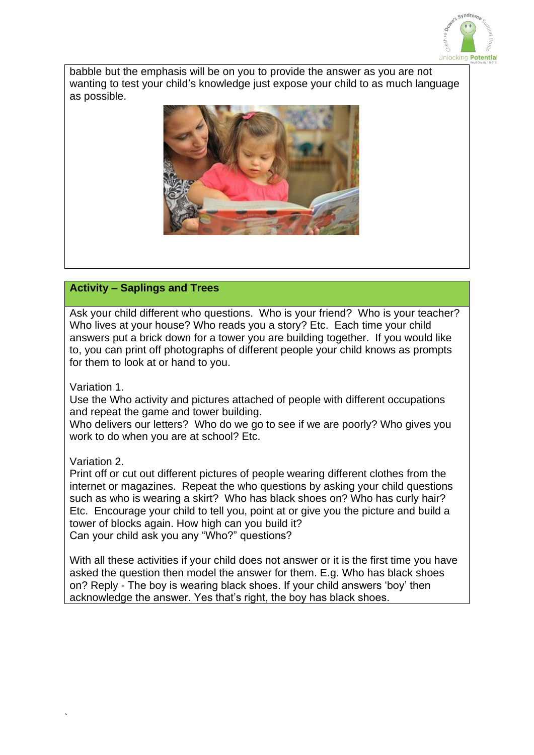babble but the emphasis will be on you to provide the answer as you are not wanting to test your child's knowledge just expose your child to as much language as possible.

## Activity – Saplings and Trees

Ask your child different who questions. Who is your friend? Who is your teacher? Who lives at your house? Who reads you a story? Etc. Each time your child answers put a brick down for a tower you are building together. If you would like to, you can print off photographs of different people your child knows as prompts for them to look at or hand to you.

Variation 1.
Use the Who activity and pictures attached of people with different occupations and repeat the game and tower building.
Who delivers our letters? Who do we go to see if we are poorly? Who gives you work to do when you are at school? Etc.

Variation 2.
Print off or cut out different pictures of people wearing different clothes from the internet or magazines. Repeat the who questions by asking your child questions such as who is wearing a skirt? Who has black shoes on? Who has curly hair? Etc. Encourage your child to tell you, point at or give you the picture and build a tower of blocks again. How high can you build it?
Can your child ask you any "Who?" questions?

With all these activities if your child does not answer or it is the first time you have asked the question then model the answer for them. E.g. Who has black shoes on? Reply - The boy is wearing black shoes. If your child answers 'boy' then acknowledge the answer. Yes that's right, the boy has black shoes.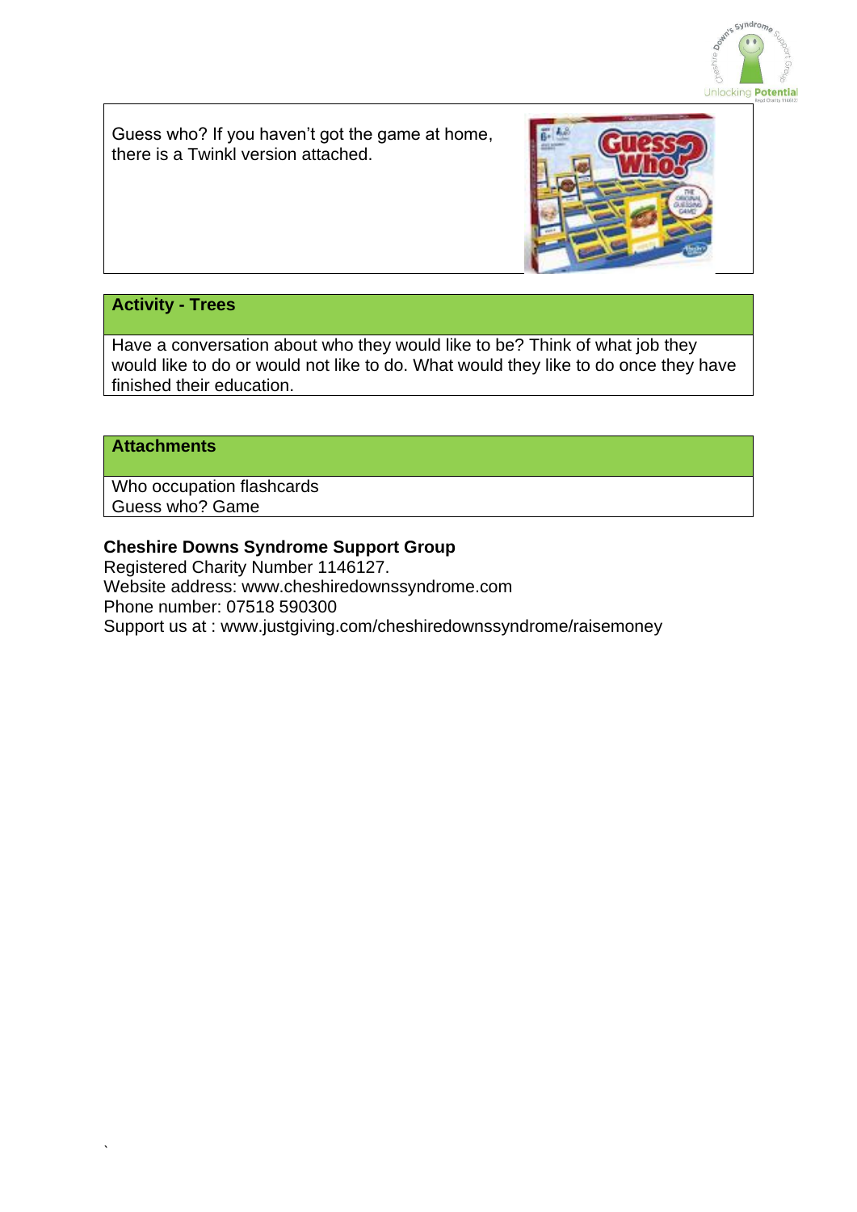Guess who? If you haven't got the game at home, there is a Twinkl version attached.

| Activity - Trees |
| --- |
| Have a conversation about who they would like to be? Think of what job they would like to do or would not like to do. What would they like to do once they have finished their education. |

| Attachments |
| --- |
| Who occupation flashcards<br>Guess who? Game |

**Cheshire Downs Syndrome Support Group**
Registered Charity Number 1146127.
Website address: www.cheshiredownssyndrome.com
Phone number: 07518 590300
Support us at : www.justgiving.com/cheshiredownssyndrome/raisemoney